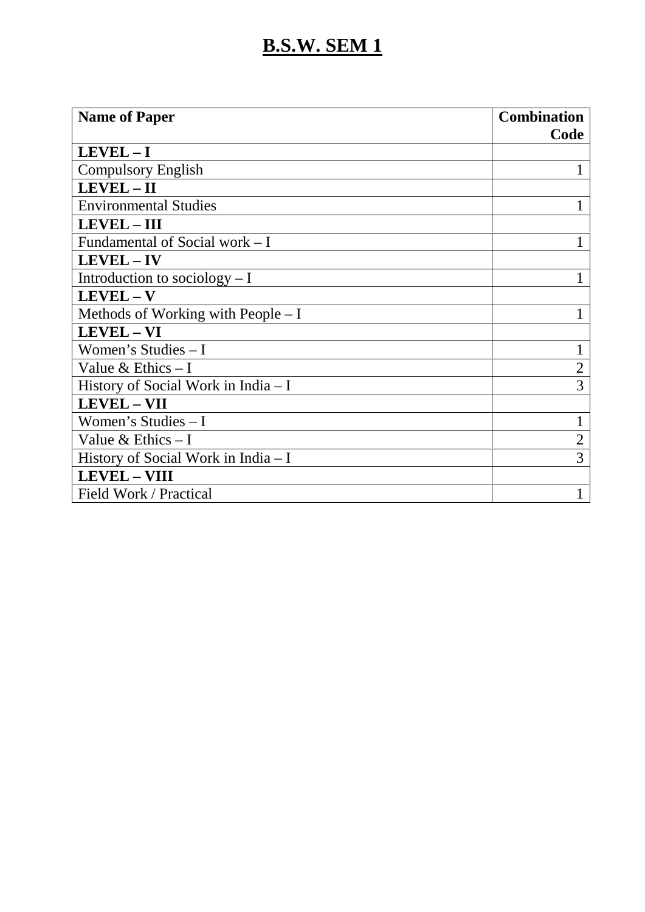# B.S.W. SEM 1

| Name of Paper | Combination Code |
|---|---|
| **LEVEL – I** | |
| Compulsory English | 1 |
| **LEVEL – II** | |
| Environmental Studies | 1 |
| **LEVEL – III** | |
| Fundamental of Social work – I | 1 |
| **LEVEL – IV** | |
| Introduction to sociology – I | 1 |
| **LEVEL – V** | |
| Methods of Working with People – I | 1 |
| **LEVEL – VI** | |
| Women's Studies – I | 1 |
| Value & Ethics – I | 2 |
| History of Social Work in India – I | 3 |
| **LEVEL – VII** | |
| Women's Studies – I | 1 |
| Value & Ethics – I | 2 |
| History of Social Work in India – I | 3 |
| **LEVEL – VIII** | |
| Field Work / Practical | 1 |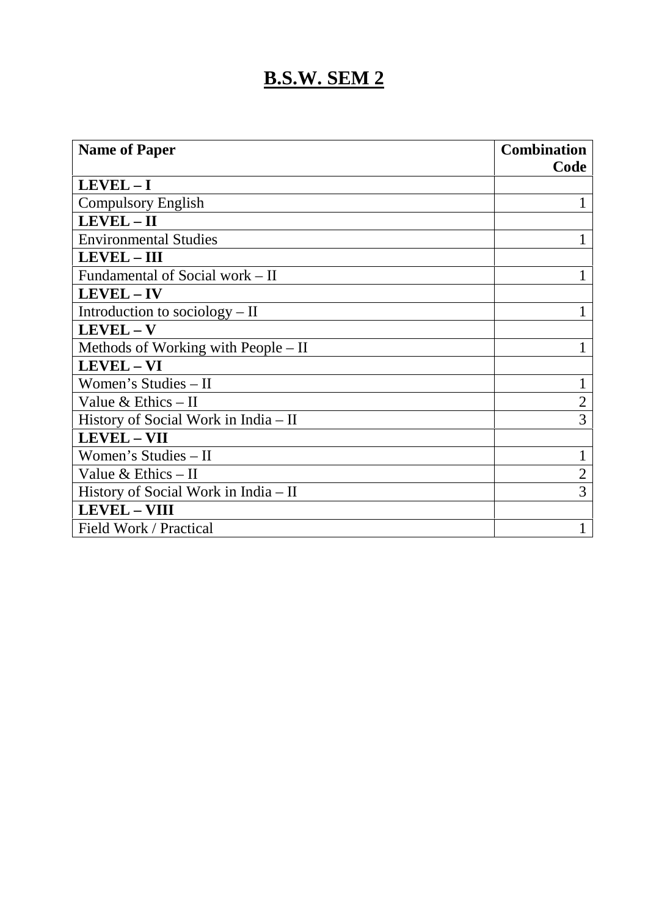# **B.S.W. SEM 2**

| **Name of Paper** | **Combination Code** |
|---|---|
| **LEVEL – I** | |
| Compulsory English | 1 |
| **LEVEL – II** | |
| Environmental Studies | 1 |
| **LEVEL – III** | |
| Fundamental of Social work – II | 1 |
| **LEVEL – IV** | |
| Introduction to sociology – II | 1 |
| **LEVEL – V** | |
| Methods of Working with People – II | 1 |
| **LEVEL – VI** | |
| Women's Studies – II | 1 |
| Value & Ethics – II | 2 |
| History of Social Work in India – II | 3 |
| **LEVEL – VII** | |
| Women's Studies – II | 1 |
| Value & Ethics – II | 2 |
| History of Social Work in India – II | 3 |
| **LEVEL – VIII** | |
| Field Work / Practical | 1 |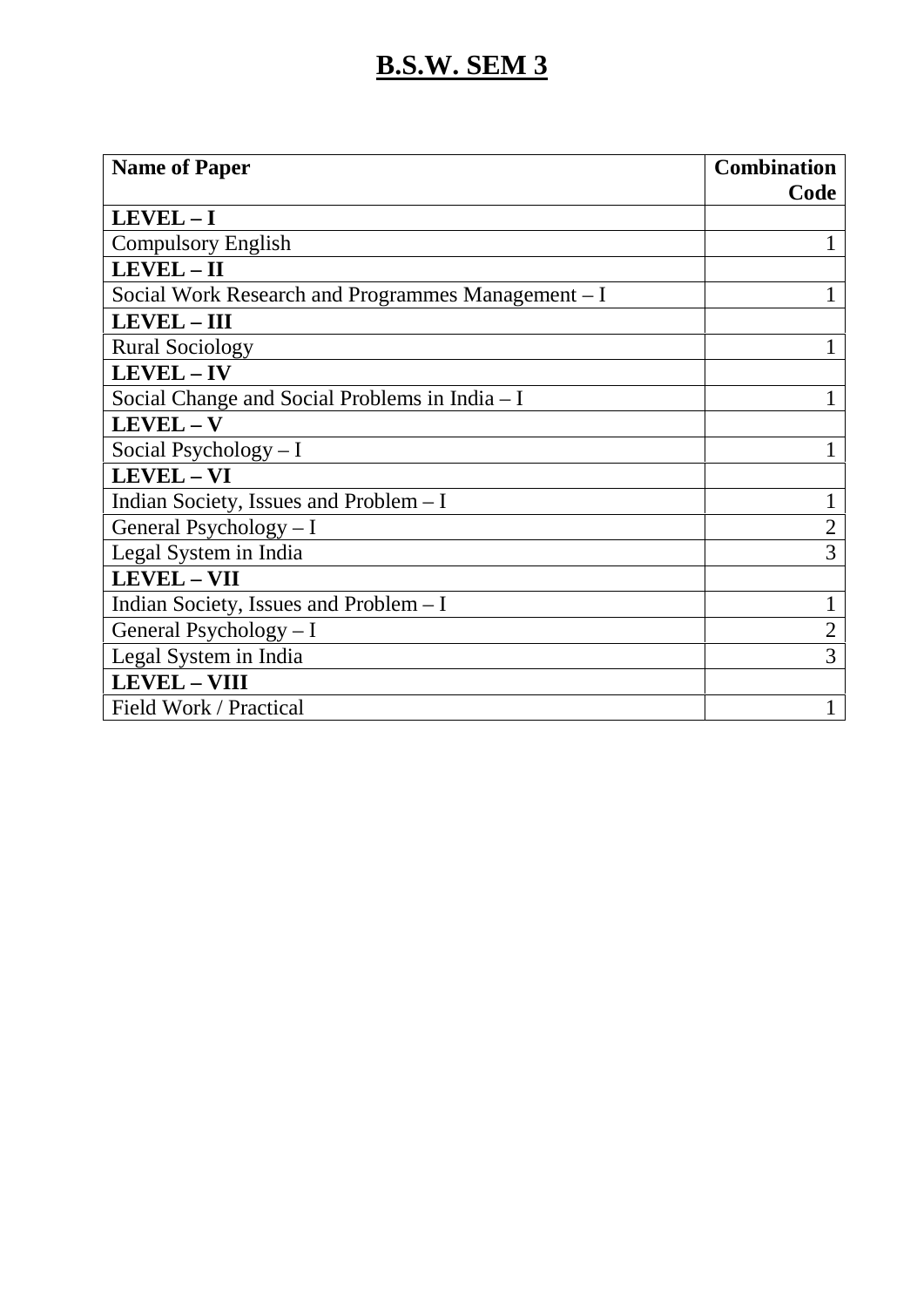# B.S.W. SEM 3

| Name of Paper | Combination Code |
|---|---|
| **LEVEL – I** | |
| Compulsory English | 1 |
| **LEVEL – II** | |
| Social Work Research and Programmes Management – I | 1 |
| **LEVEL – III** | |
| Rural Sociology | 1 |
| **LEVEL – IV** | |
| Social Change and Social Problems in India – I | 1 |
| **LEVEL – V** | |
| Social Psychology – I | 1 |
| **LEVEL – VI** | |
| Indian Society, Issues and Problem – I | 1 |
| General Psychology – I | 2 |
| Legal System in India | 3 |
| **LEVEL – VII** | |
| Indian Society, Issues and Problem – I | 1 |
| General Psychology – I | 2 |
| Legal System in India | 3 |
| **LEVEL – VIII** | |
| Field Work / Practical | 1 |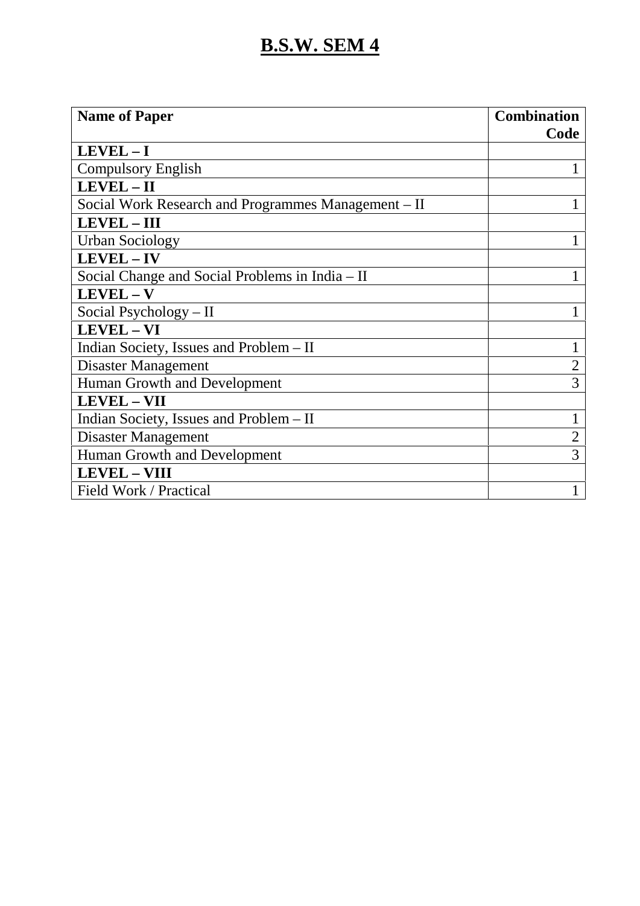# B.S.W. SEM 4

| Name of Paper | Combination Code |
|---|---|
| **LEVEL – I** | |
| Compulsory English | 1 |
| **LEVEL – II** | |
| Social Work Research and Programmes Management – II | 1 |
| **LEVEL – III** | |
| Urban Sociology | 1 |
| **LEVEL – IV** | |
| Social Change and Social Problems in India – II | 1 |
| **LEVEL – V** | |
| Social Psychology – II | 1 |
| **LEVEL – VI** | |
| Indian Society, Issues and Problem – II | 1 |
| Disaster Management | 2 |
| Human Growth and Development | 3 |
| **LEVEL – VII** | |
| Indian Society, Issues and Problem – II | 1 |
| Disaster Management | 2 |
| Human Growth and Development | 3 |
| **LEVEL – VIII** | |
| Field Work / Practical | 1 |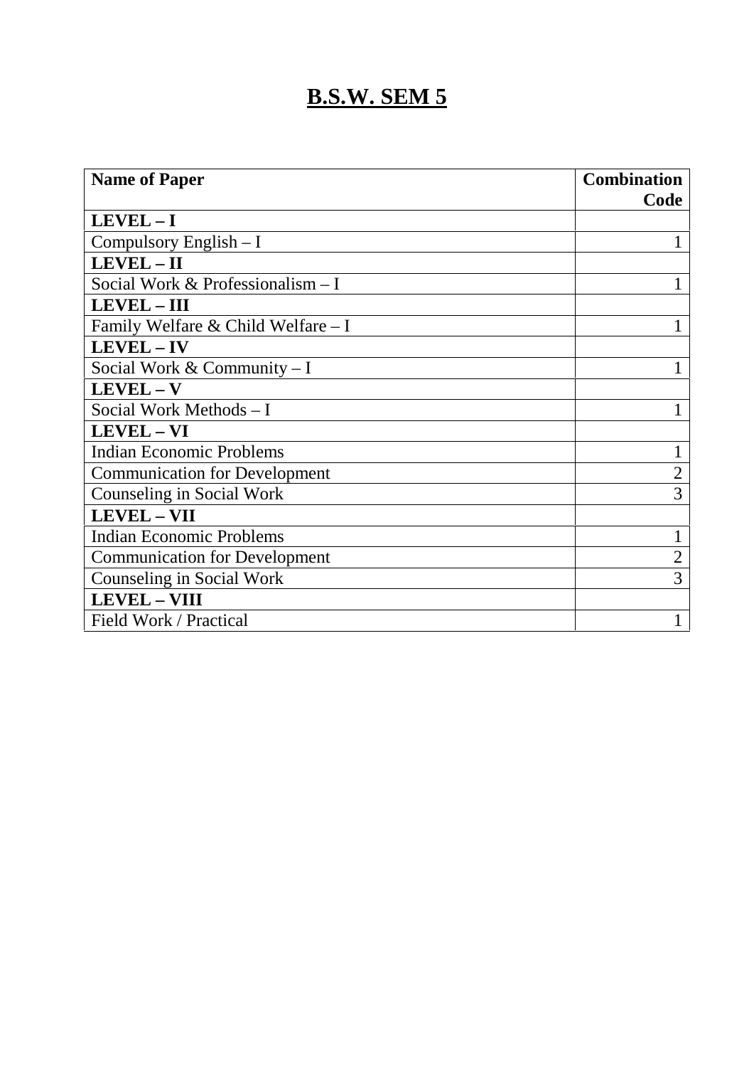# B.S.W. SEM 5

| **Name of Paper** | **Combination Code** |
|---|---|
| **LEVEL – I** | |
| Compulsory English – I | 1 |
| **LEVEL – II** | |
| Social Work & Professionalism – I | 1 |
| **LEVEL – III** | |
| Family Welfare & Child Welfare – I | 1 |
| **LEVEL – IV** | |
| Social Work & Community – I | 1 |
| **LEVEL – V** | |
| Social Work Methods – I | 1 |
| **LEVEL – VI** | |
| Indian Economic Problems | 1 |
| Communication for Development | 2 |
| Counseling in Social Work | 3 |
| **LEVEL – VII** | |
| Indian Economic Problems | 1 |
| Communication for Development | 2 |
| Counseling in Social Work | 3 |
| **LEVEL – VIII** | |
| Field Work / Practical | 1 |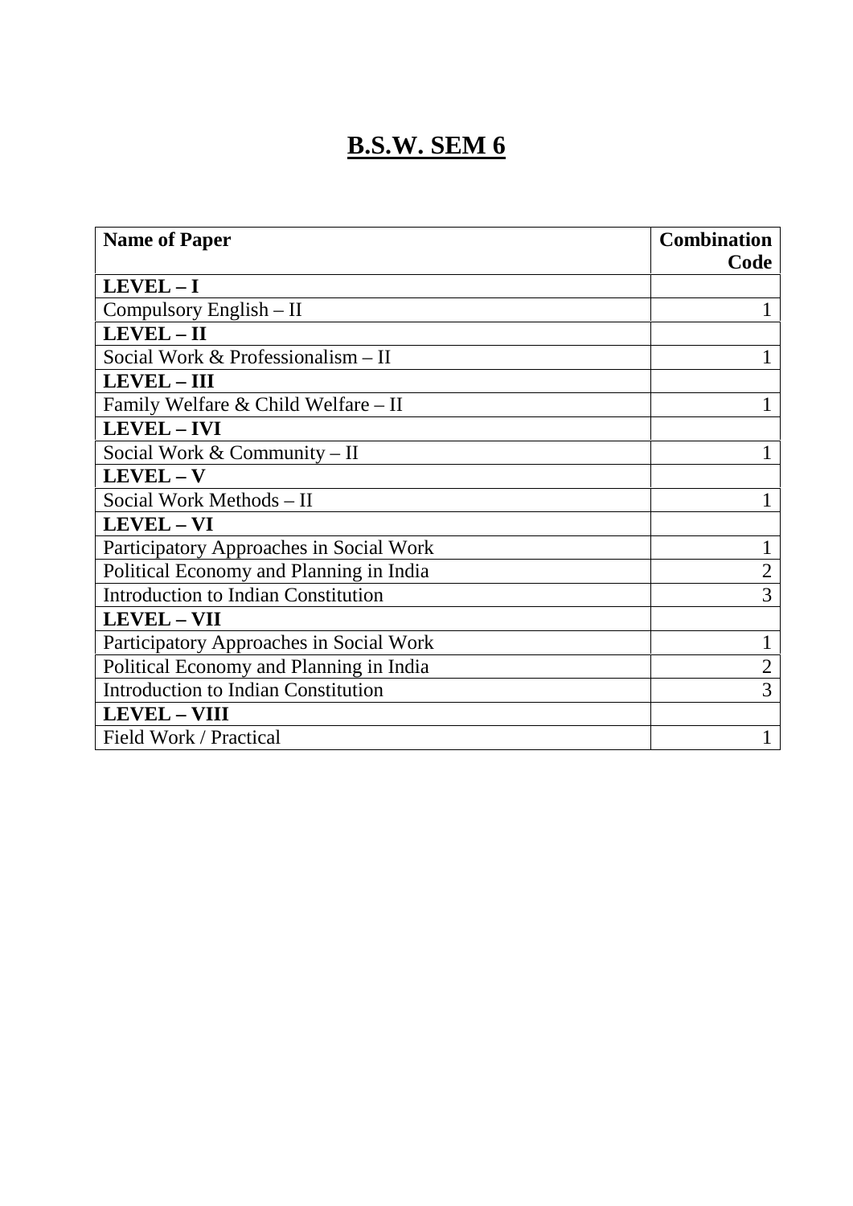# **B.S.W. SEM 6**

| **Name of Paper** | **Combination Code** |
|---|---|
| **LEVEL – I** | |
| Compulsory English – II | 1 |
| **LEVEL – II** | |
| Social Work & Professionalism – II | 1 |
| **LEVEL – III** | |
| Family Welfare & Child Welfare – II | 1 |
| **LEVEL – IVI** | |
| Social Work & Community – II | 1 |
| **LEVEL – V** | |
| Social Work Methods – II | 1 |
| **LEVEL – VI** | |
| Participatory Approaches in Social Work | 1 |
| Political Economy and Planning in India | 2 |
| Introduction to Indian Constitution | 3 |
| **LEVEL – VII** | |
| Participatory Approaches in Social Work | 1 |
| Political Economy and Planning in India | 2 |
| Introduction to Indian Constitution | 3 |
| **LEVEL – VIII** | |
| Field Work / Practical | 1 |